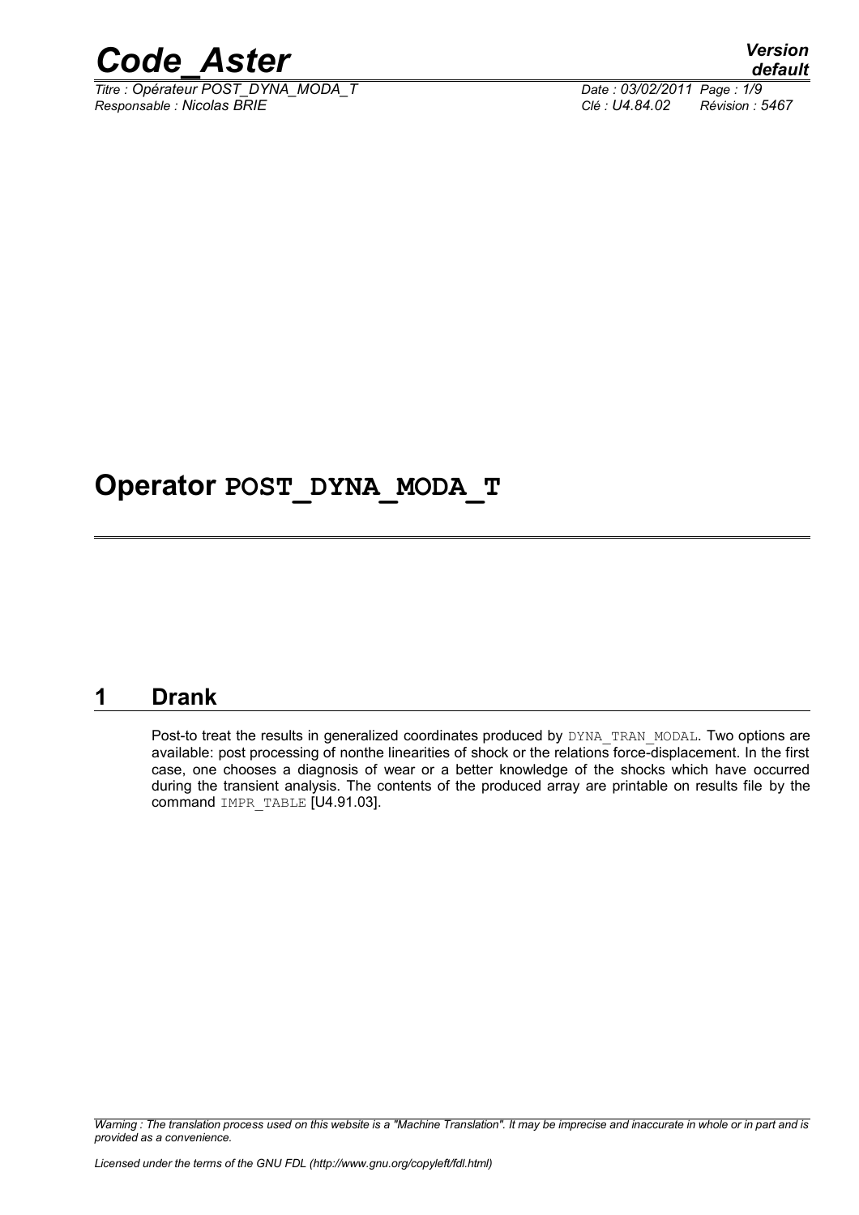# Operator POST_DYNA_MODA_T

## 1 Drank

Post-to treat the results in generalized coordinates produced by DYNA_TRAN_MODAL. Two options are available: post processing of nonthe linearities of shock or the relations force-displacement. In the first case, one chooses a diagnosis of wear or a better knowledge of the shocks which have occurred during the transient analysis. The contents of the produced array are printable on results file by the command IMPR_TABLE [U4.91.03].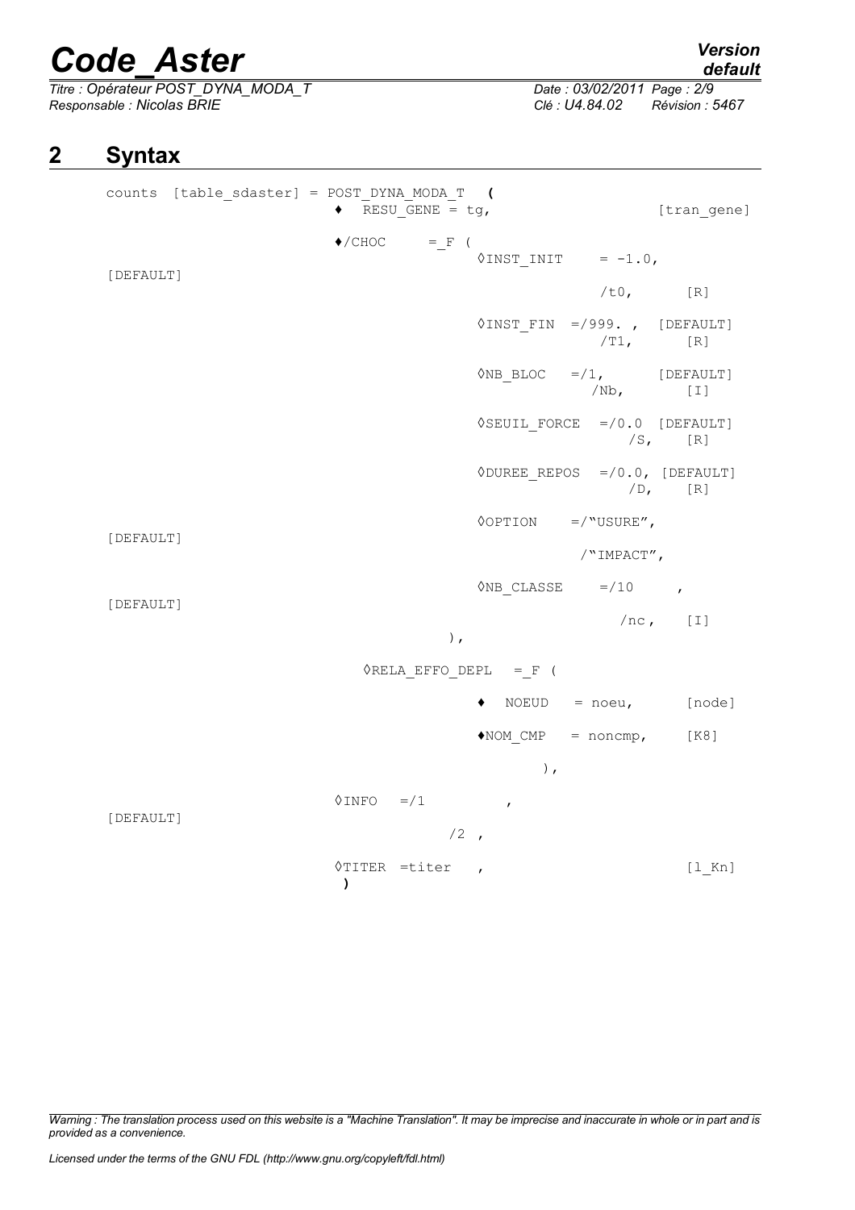# 2 Syntax

```
counts  [table_sdaster] = POST_DYNA_MODA_T  (
                          ♦  RESU_GENE = tg,                          [tran_gene]

                          ♦/CHOC     = _F (
                                          ◊INST_INIT    = -1.0,       [DEFAULT]
                                                          /t0,         [R]

                                          ◊INST_FIN  =/999. ,  [DEFAULT]
                                                      /T1,         [R]

                                          ◊NB_BLOC   =/1,       [DEFAULT]
                                                      /Nb,         [I]

                                          ◊SEUIL_FORCE  =/0.0  [DEFAULT]
                                                          /S,      [R]

                                          ◊DUREE_REPOS  =/0.0, [DEFAULT]
                                                          /D,      [R]

                                          ◊OPTION    =/"USURE",        [DEFAULT]
                                                      /"IMPACT",

                                          ◊NB_CLASSE    =/10     ,     [DEFAULT]
                                                          /nc ,    [I]
                                      ),

                             ◊RELA_EFFO_DEPL   = _F (

                                          ♦  NOEUD   = noeu,        [node]

                                          ♦NOM_CMP   = noncmp,      [K8]

                                              ),

                          ◊INFO   =/1          ,                   [DEFAULT]
                                   /2  ,

                          ◊TITER  =titer   ,                       [l_Kn]
                          )
```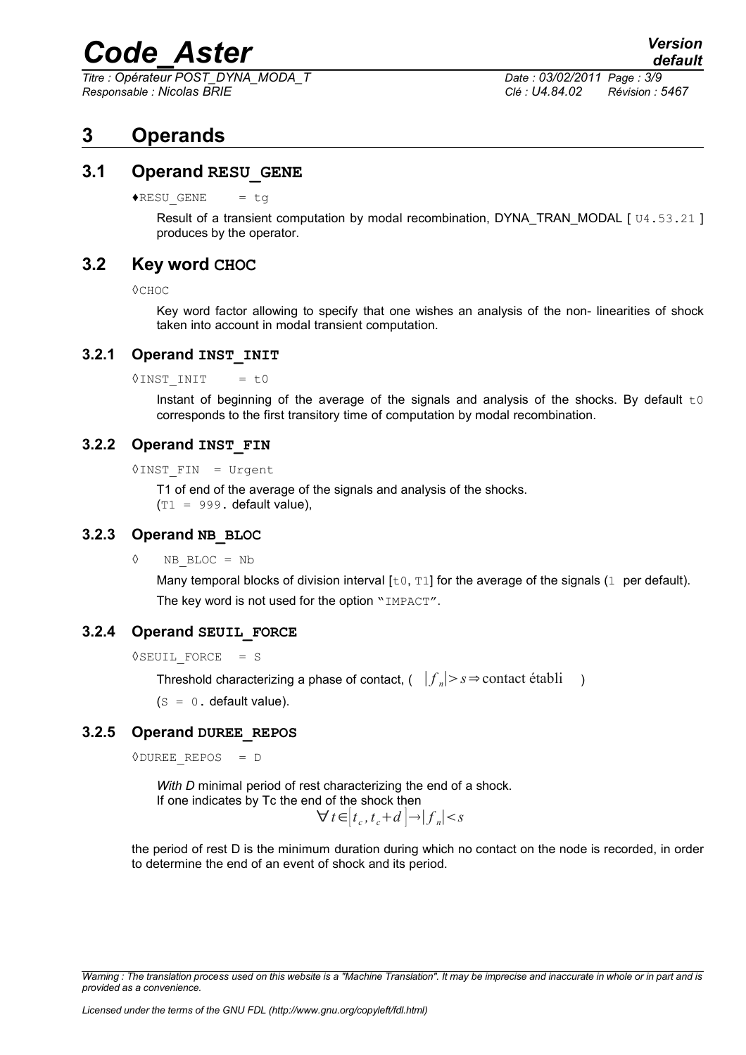# 3 Operands

## 3.1 Operand RESU_GENE

♦RESU_GENE = tg

Result of a transient computation by modal recombination, DYNA_TRAN_MODAL [ U4.53.21 ] produces by the operator.

## 3.2 Key word CHOC

◊CHOC

Key word factor allowing to specify that one wishes an analysis of the non- linearities of shock taken into account in modal transient computation.

### 3.2.1 Operand INST_INIT

◊INST_INIT = t0

Instant of beginning of the average of the signals and analysis of the shocks. By default t0 corresponds to the first transitory time of computation by modal recombination.

### 3.2.2 Operand INST_FIN

◊INST_FIN = Urgent

T1 of end of the average of the signals and analysis of the shocks.
(T1 = 999. default value),

### 3.2.3 Operand NB_BLOC

◊ NB_BLOC = Nb

Many temporal blocks of division interval [t0, T1] for the average of the signals (1 per default).

The key word is not used for the option "IMPACT".

### 3.2.4 Operand SEUIL_FORCE

◊SEUIL_FORCE = S

Threshold characterizing a phase of contact, ( $|f_n|>s \Rightarrow \text{contact établi}$ )

(S = 0. default value).

### 3.2.5 Operand DUREE_REPOS

◊DUREE_REPOS = D

*With D* minimal period of rest characterizing the end of a shock.
If one indicates by Tc the end of the shock then

$$\forall t \in [t_c, t_c+d] \rightarrow |f_n|<s$$

the period of rest D is the minimum duration during which no contact on the node is recorded, in order to determine the end of an event of shock and its period.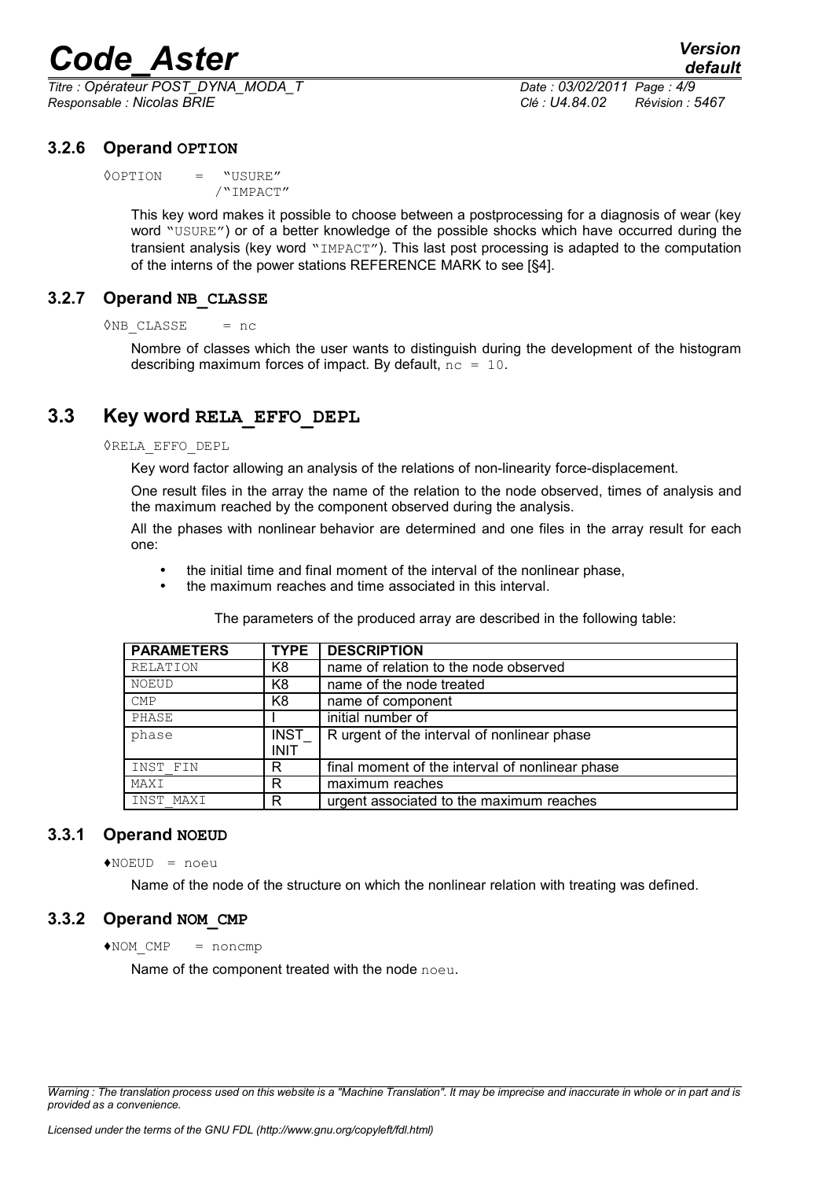### 3.2.6 Operand **OPTION**

```
◊OPTION    =   "USURE"
              /"IMPACT"
```

This key word makes it possible to choose between a postprocessing for a diagnosis of wear (key word "USURE") or of a better knowledge of the possible shocks which have occurred during the transient analysis (key word "IMPACT"). This last post processing is adapted to the computation of the interns of the power stations REFERENCE MARK to see [§4].

### 3.2.7 Operand **NB_CLASSE**

```
◊NB_CLASSE    = nc
```

Nombre of classes which the user wants to distinguish during the development of the histogram describing maximum forces of impact. By default, `nc = 10`.

## 3.3 Key word **RELA_EFFO_DEPL**

```
◊RELA_EFFO_DEPL
```

Key word factor allowing an analysis of the relations of non-linearity force-displacement.

One result files in the array the name of the relation to the node observed, times of analysis and the maximum reached by the component observed during the analysis.

All the phases with nonlinear behavior are determined and one files in the array result for each one:

- the initial time and final moment of the interval of the nonlinear phase,
- the maximum reaches and time associated in this interval.

The parameters of the produced array are described in the following table:

| PARAMETERS | TYPE | DESCRIPTION |
|---|---|---|
| RELATION | K8 | name of relation to the node observed |
| NOEUD | K8 | name of the node treated |
| CMP | K8 | name of component |
| PHASE | I | initial number of |
| phase | INST_ INIT | R urgent of the interval of nonlinear phase |
| INST_FIN | R | final moment of the interval of nonlinear phase |
| MAXI | R | maximum reaches |
| INST_MAXI | R | urgent associated to the maximum reaches |

### 3.3.1 Operand **NOEUD**

```
♦NOEUD  = noeu
```

Name of the node of the structure on which the nonlinear relation with treating was defined.

### 3.3.2 Operand **NOM_CMP**

```
♦NOM_CMP    = noncmp
```

Name of the component treated with the node `noeu`.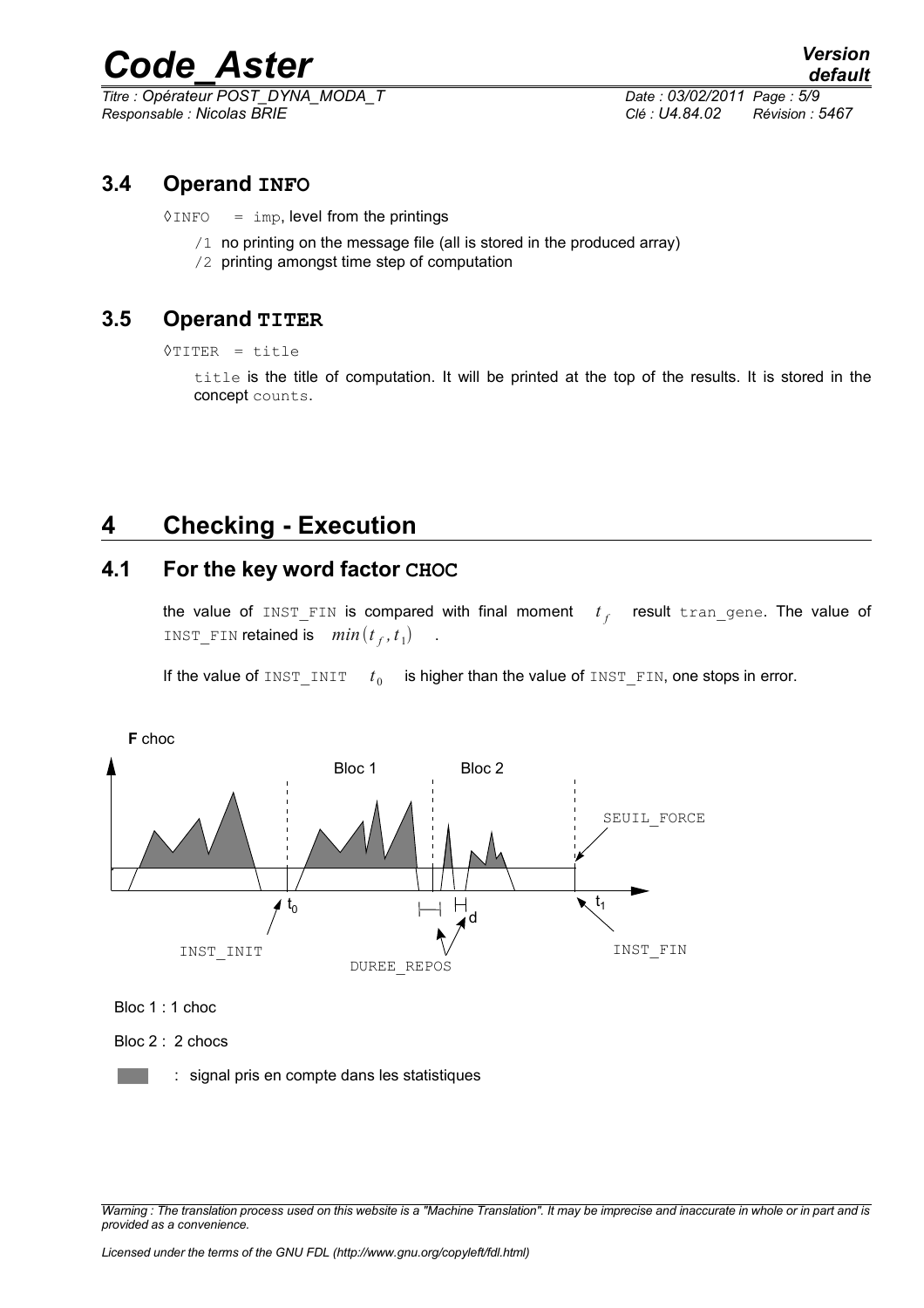### 3.4 Operand INFO

◊INFO = imp, level from the printings

/1 no printing on the message file (all is stored in the produced array)
/2 printing amongst time step of computation

### 3.5 Operand TITER

◊TITER = title

title is the title of computation. It will be printed at the top of the results. It is stored in the concept counts.

## 4 Checking - Execution

### 4.1 For the key word factor CHOC

the value of INST_FIN is compared with final moment $t_f$ result tran_gene. The value of INST_FIN retained is $min(t_f, t_1)$ .

If the value of INST_INIT $t_0$ is higher than the value of INST_FIN, one stops in error.

Bloc 1 : 1 choc

Bloc 2 : 2 chocs

: signal pris en compte dans les statistiques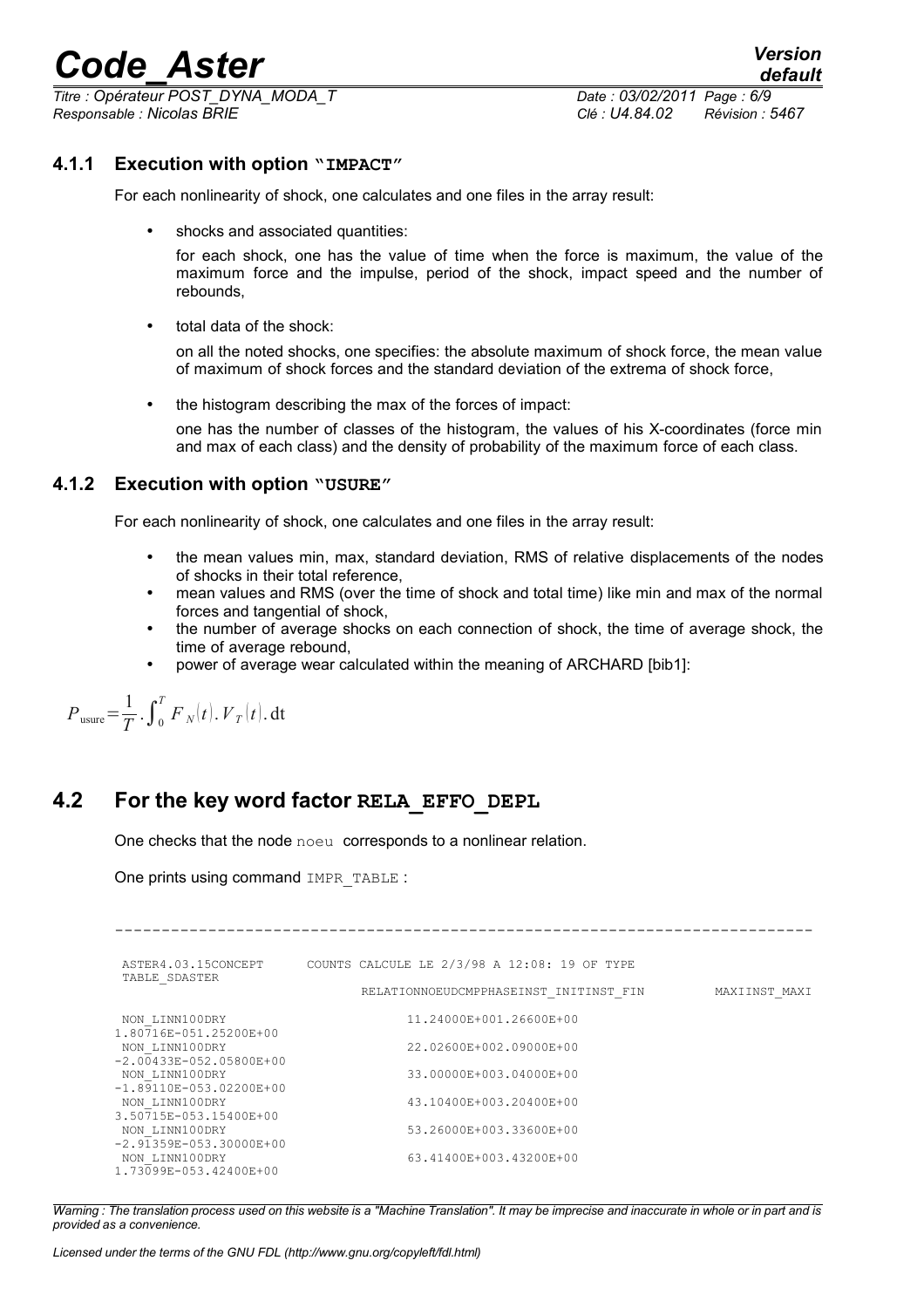### 4.1.1 Execution with option "IMPACT"

For each nonlinearity of shock, one calculates and one files in the array result:

- shocks and associated quantities:

  for each shock, one has the value of time when the force is maximum, the value of the maximum force and the impulse, period of the shock, impact speed and the number of rebounds,

- total data of the shock:

  on all the noted shocks, one specifies: the absolute maximum of shock force, the mean value of maximum of shock forces and the standard deviation of the extrema of shock force,

- the histogram describing the max of the forces of impact:

  one has the number of classes of the histogram, the values of his X-coordinates (force min and max of each class) and the density of probability of the maximum force of each class.

### 4.1.2 Execution with option "USURE"

For each nonlinearity of shock, one calculates and one files in the array result:

- the mean values min, max, standard deviation, RMS of relative displacements of the nodes of shocks in their total reference,
- mean values and RMS (over the time of shock and total time) like min and max of the normal forces and tangential of shock,
- the number of average shocks on each connection of shock, the time of average shock, the time of average rebound,
- power of average wear calculated within the meaning of ARCHARD [bib1]:

$$P_{\text{usure}} = \frac{1}{T} \cdot \int_0^T F_N(t) . V_T(t) . \mathrm{dt}$$

## 4.2 For the key word factor RELA_EFFO_DEPL

One checks that the node `noeu` corresponds to a nonlinear relation.

One prints using command `IMPR_TABLE` :

```
--------------------------------------------------------------------------

 ASTER4.03.15CONCEPT      COUNTS CALCULE LE 2/3/98 A 12:08: 19 OF TYPE
 TABLE_SDASTER
                            RELATIONNOEUDCMPPHASEINST_INITINST_FIN         MAXIINST_MAXI

 NON_LINN100DRY                  11.24000E+001.26600E+00
1.80716E-051.25200E+00
 NON_LINN100DRY                  22.02600E+002.09000E+00
-2.00433E-052.05800E+00
 NON_LINN100DRY                  33.00000E+003.04000E+00
-1.89110E-053.02200E+00
 NON_LINN100DRY                  43.10400E+003.20400E+00
3.50715E-053.15400E+00
 NON_LINN100DRY                  53.26000E+003.33600E+00
-2.91359E-053.30000E+00
 NON_LINN100DRY                  63.41400E+003.43200E+00
1.73099E-053.42400E+00
```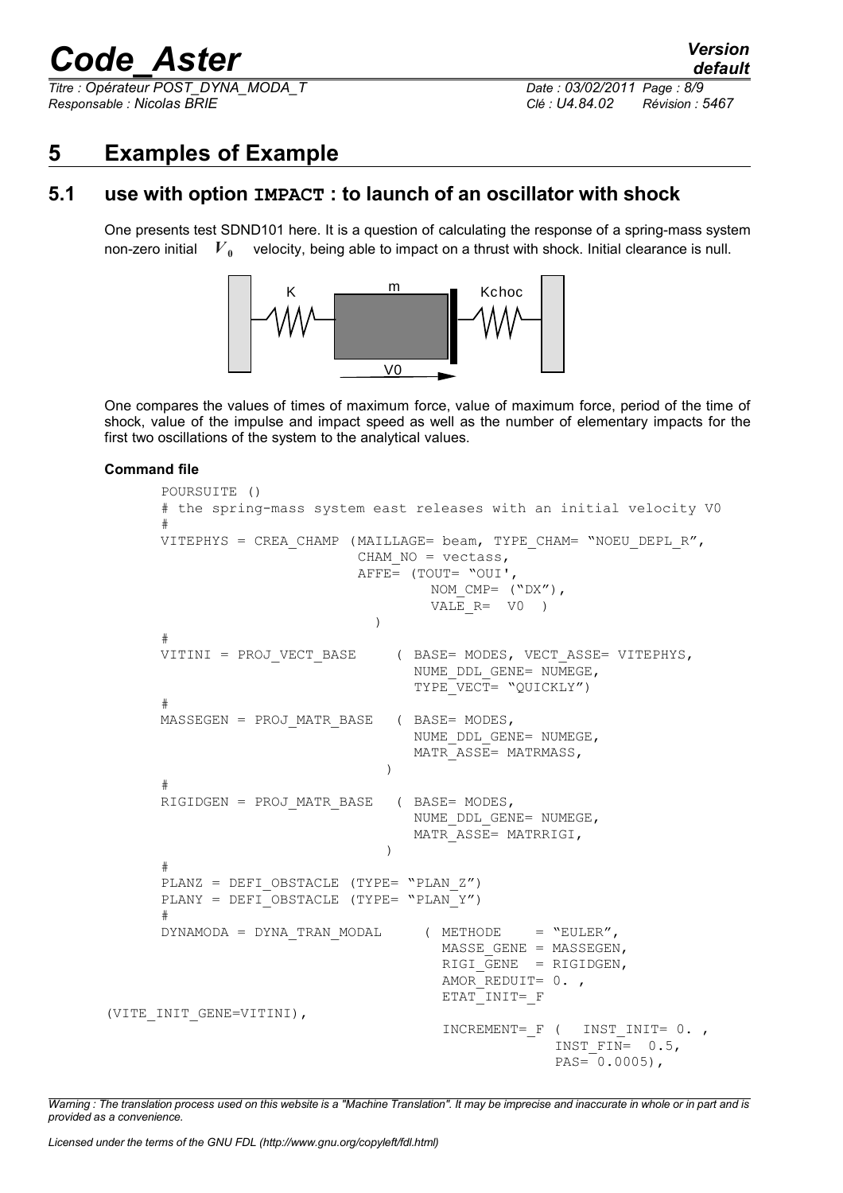# 5 Examples of Example

## 5.1 use with option **IMPACT** : to launch of an oscillator with shock

One presents test SDND101 here. It is a question of calculating the response of a spring-mass system non-zero initial $V_0$ velocity, being able to impact on a thrust with shock. Initial clearance is null.

One compares the values of times of maximum force, value of maximum force, period of the time of shock, value of the impulse and impact speed as well as the number of elementary impacts for the first two oscillations of the system to the analytical values.

**Command file**

```
POURSUITE ()
# the spring-mass system east releases with an initial velocity V0
#
VITEPHYS = CREA_CHAMP (MAILLAGE= beam, TYPE_CHAM= "NOEU_DEPL_R",
                       CHAM_NO = vectass,
                       AFFE= (TOUT= "OUI',
                              NOM_CMP= ("DX"),
                              VALE_R=  V0  )
                          )
#
VITINI = PROJ_VECT_BASE     ( BASE= MODES, VECT_ASSE= VITEPHYS,
                              NUME_DDL_GENE= NUMEGE,
                              TYPE_VECT= "QUICKLY")
#
MASSEGEN = PROJ_MATR_BASE   ( BASE= MODES,
                              NUME_DDL_GENE= NUMEGE,
                              MATR_ASSE= MATRMASS,
                            )
#
RIGIDGEN = PROJ_MATR_BASE   ( BASE= MODES,
                              NUME_DDL_GENE= NUMEGE,
                              MATR_ASSE= MATRRIGI,
                            )
#
PLANZ = DEFI_OBSTACLE (TYPE= "PLAN_Z")
PLANY = DEFI_OBSTACLE (TYPE= "PLAN_Y")
#
DYNAMODA = DYNA_TRAN_MODAL     ( METHODE    = "EULER",
                                 MASSE_GENE = MASSEGEN,
                                 RIGI_GENE  = RIGIDGEN,
                                 AMOR_REDUIT= 0. ,
                                 ETAT_INIT=_F
(VITE_INIT_GENE=VITINI),
                                 INCREMENT=_F (   INST_INIT= 0. ,
                                                  INST_FIN=  0.5,
                                                  PAS= 0.0005),
```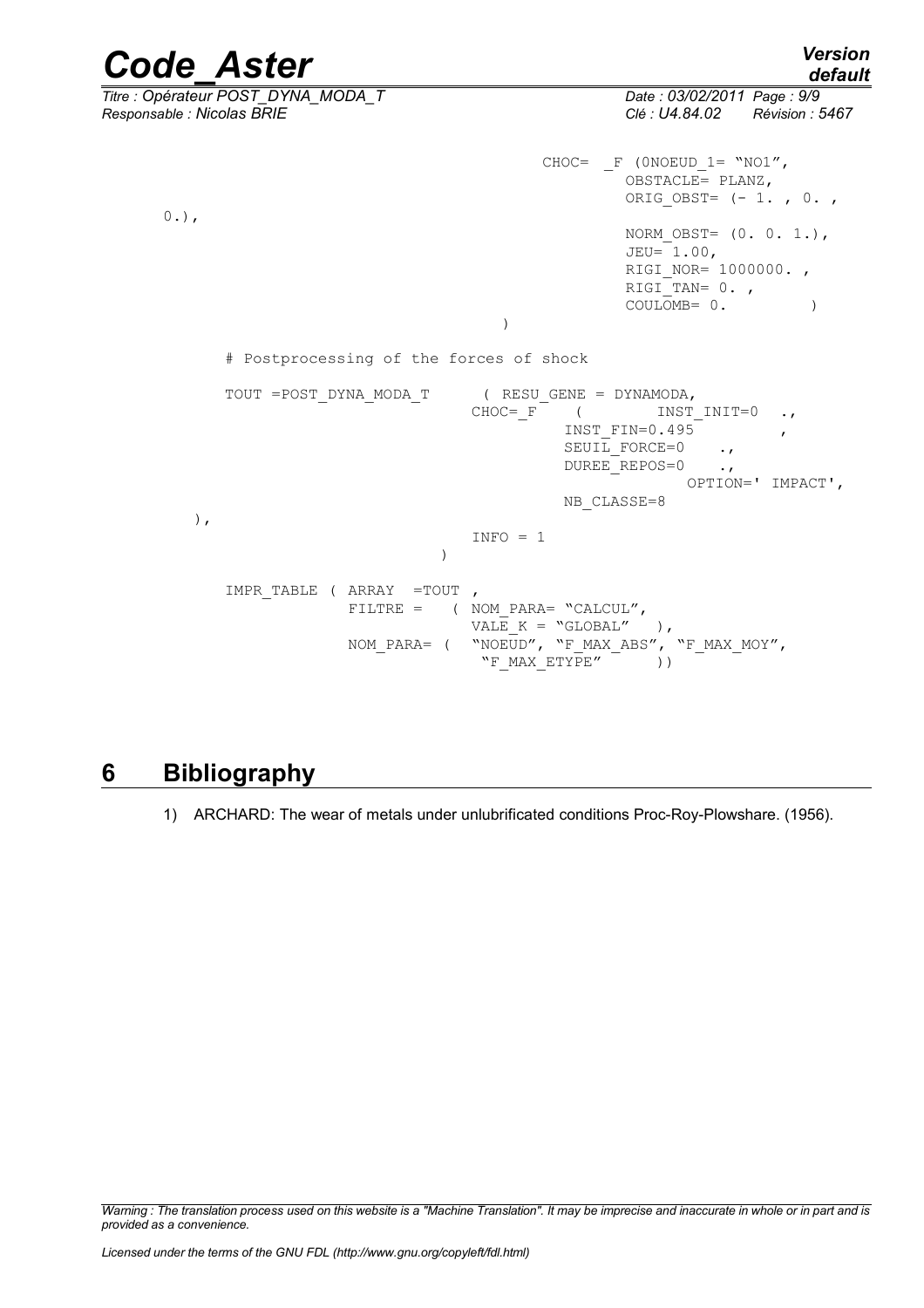```
                                        CHOC= _F (0NOEUD_1= "NO1",
                                              OBSTACLE= PLANZ,
                                              ORIG_OBST= (- 1. , 0. ,
0.),
                                              NORM_OBST= (0. 0. 1.),
                                              JEU= 1.00,
                                              RIGI_NOR= 1000000. ,
                                              RIGI_TAN= 0. ,
                                              COULOMB= 0.        )
                                    )

    # Postprocessing of the forces of shock

    TOUT =POST_DYNA_MODA_T      ( RESU_GENE = DYNAMODA,
                                CHOC=_F    (       INST_INIT=0  .,
                                       INST_FIN=0.495         ,
                                       SEUIL_FORCE=0    .,
                                       DUREE_REPOS=0    .,
                                                 OPTION=' IMPACT',
                                       NB_CLASSE=8
  ),
                                INFO = 1
                              )

    IMPR_TABLE ( ARRAY  =TOUT ,
               FILTRE =   ( NOM_PARA= "CALCUL",
                            VALE_K = "GLOBAL"   ),
               NOM_PARA= (  "NOEUD", "F_MAX_ABS", "F_MAX_MOY",
                             "F_MAX_ETYPE"      ))
```

# 6 Bibliography

1) ARCHARD: The wear of metals under unlubrificated conditions Proc-Roy-Plowshare. (1956).